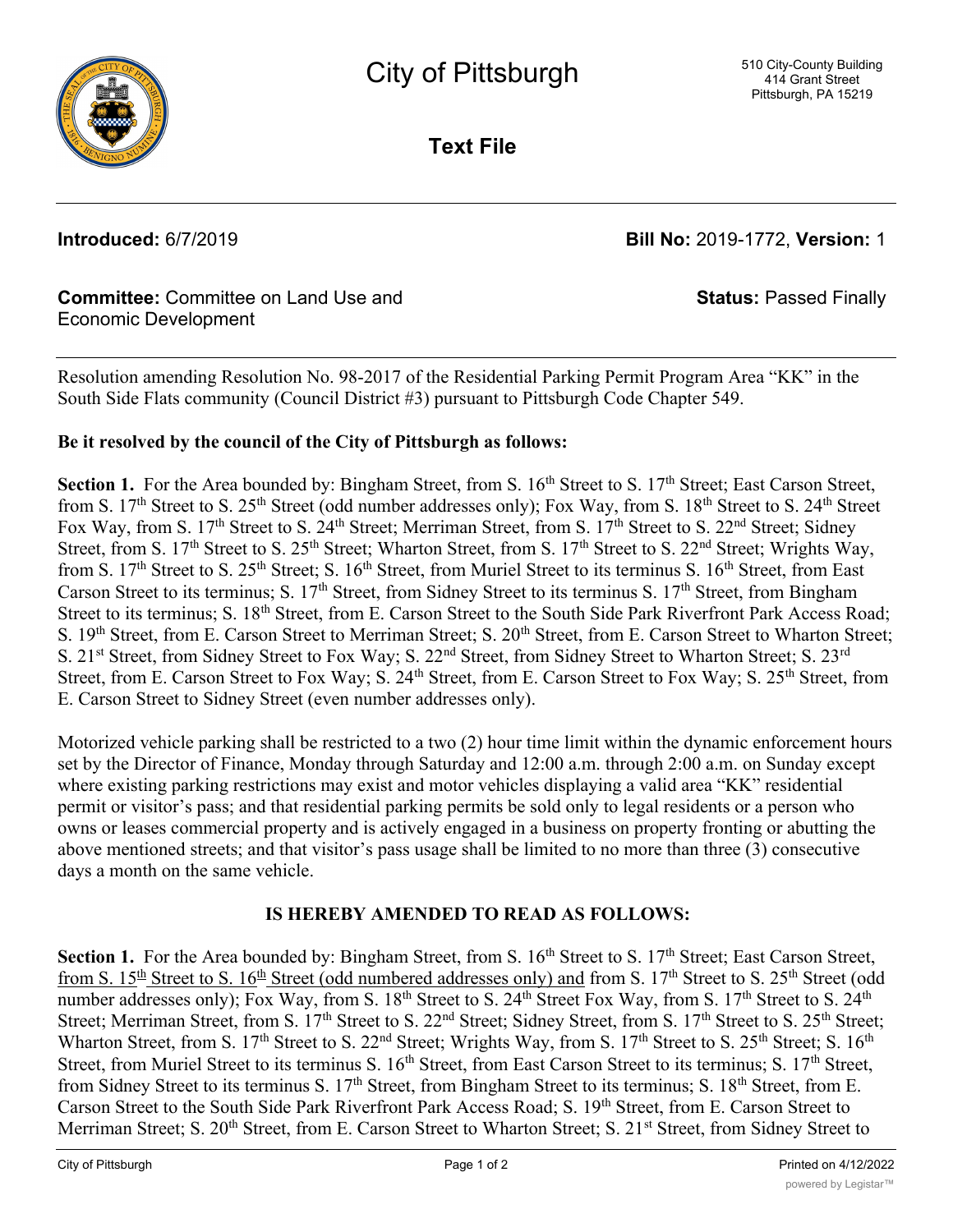# City of Pittsburgh

510 City-County Building
414 Grant Street
Pittsburgh, PA 15219

**Text File**

**Introduced:** 6/7/2019 **Bill No:** 2019-1772, **Version:** 1

**Committee:** Committee on Land Use and Economic Development **Status:** Passed Finally

Resolution amending Resolution No. 98-2017 of the Residential Parking Permit Program Area "KK" in the South Side Flats community (Council District #3) pursuant to Pittsburgh Code Chapter 549.

**Be it resolved by the council of the City of Pittsburgh as follows:**

**Section 1.** For the Area bounded by: Bingham Street, from S. 16th Street to S. 17th Street; East Carson Street, from S. 17th Street to S. 25th Street (odd number addresses only); Fox Way, from S. 18th Street to S. 24th Street Fox Way, from S. 17th Street to S. 24th Street; Merriman Street, from S. 17th Street to S. 22nd Street; Sidney Street, from S. 17th Street to S. 25th Street; Wharton Street, from S. 17th Street to S. 22nd Street; Wrights Way, from S. 17th Street to S. 25th Street; S. 16th Street, from Muriel Street to its terminus S. 16th Street, from East Carson Street to its terminus; S. 17th Street, from Sidney Street to its terminus S. 17th Street, from Bingham Street to its terminus; S. 18th Street, from E. Carson Street to the South Side Park Riverfront Park Access Road; S. 19th Street, from E. Carson Street to Merriman Street; S. 20th Street, from E. Carson Street to Wharton Street; S. 21st Street, from Sidney Street to Fox Way; S. 22nd Street, from Sidney Street to Wharton Street; S. 23rd Street, from E. Carson Street to Fox Way; S. 24th Street, from E. Carson Street to Fox Way; S. 25th Street, from E. Carson Street to Sidney Street (even number addresses only).

Motorized vehicle parking shall be restricted to a two (2) hour time limit within the dynamic enforcement hours set by the Director of Finance, Monday through Saturday and 12:00 a.m. through 2:00 a.m. on Sunday except where existing parking restrictions may exist and motor vehicles displaying a valid area "KK" residential permit or visitor's pass; and that residential parking permits be sold only to legal residents or a person who owns or leases commercial property and is actively engaged in a business on property fronting or abutting the above mentioned streets; and that visitor's pass usage shall be limited to no more than three (3) consecutive days a month on the same vehicle.

**IS HEREBY AMENDED TO READ AS FOLLOWS:**

**Section 1.** For the Area bounded by: Bingham Street, from S. 16th Street to S. 17th Street; East Carson Street, <u>from S. 15th Street to S. 16th Street (odd numbered addresses only) and</u> from S. 17th Street to S. 25th Street (odd number addresses only); Fox Way, from S. 18th Street to S. 24th Street Fox Way, from S. 17th Street to S. 24th Street; Merriman Street, from S. 17th Street to S. 22nd Street; Sidney Street, from S. 17th Street to S. 25th Street; Wharton Street, from S. 17th Street to S. 22nd Street; Wrights Way, from S. 17th Street to S. 25th Street; S. 16th Street, from Muriel Street to its terminus S. 16th Street, from East Carson Street to its terminus; S. 17th Street, from Sidney Street to its terminus S. 17th Street, from Bingham Street to its terminus; S. 18th Street, from E. Carson Street to the South Side Park Riverfront Park Access Road; S. 19th Street, from E. Carson Street to Merriman Street; S. 20th Street, from E. Carson Street to Wharton Street; S. 21st Street, from Sidney Street to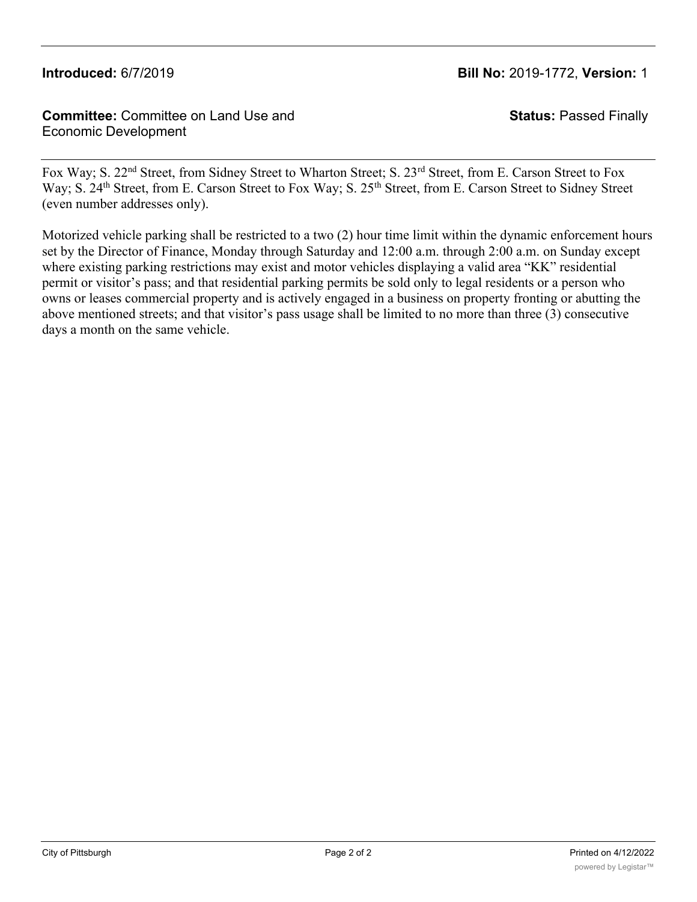Fox Way; S. 22nd Street, from Sidney Street to Wharton Street; S. 23rd Street, from E. Carson Street to Fox Way; S. 24th Street, from E. Carson Street to Fox Way; S. 25th Street, from E. Carson Street to Sidney Street (even number addresses only).

Motorized vehicle parking shall be restricted to a two (2) hour time limit within the dynamic enforcement hours set by the Director of Finance, Monday through Saturday and 12:00 a.m. through 2:00 a.m. on Sunday except where existing parking restrictions may exist and motor vehicles displaying a valid area "KK" residential permit or visitor's pass; and that residential parking permits be sold only to legal residents or a person who owns or leases commercial property and is actively engaged in a business on property fronting or abutting the above mentioned streets; and that visitor's pass usage shall be limited to no more than three (3) consecutive days a month on the same vehicle.